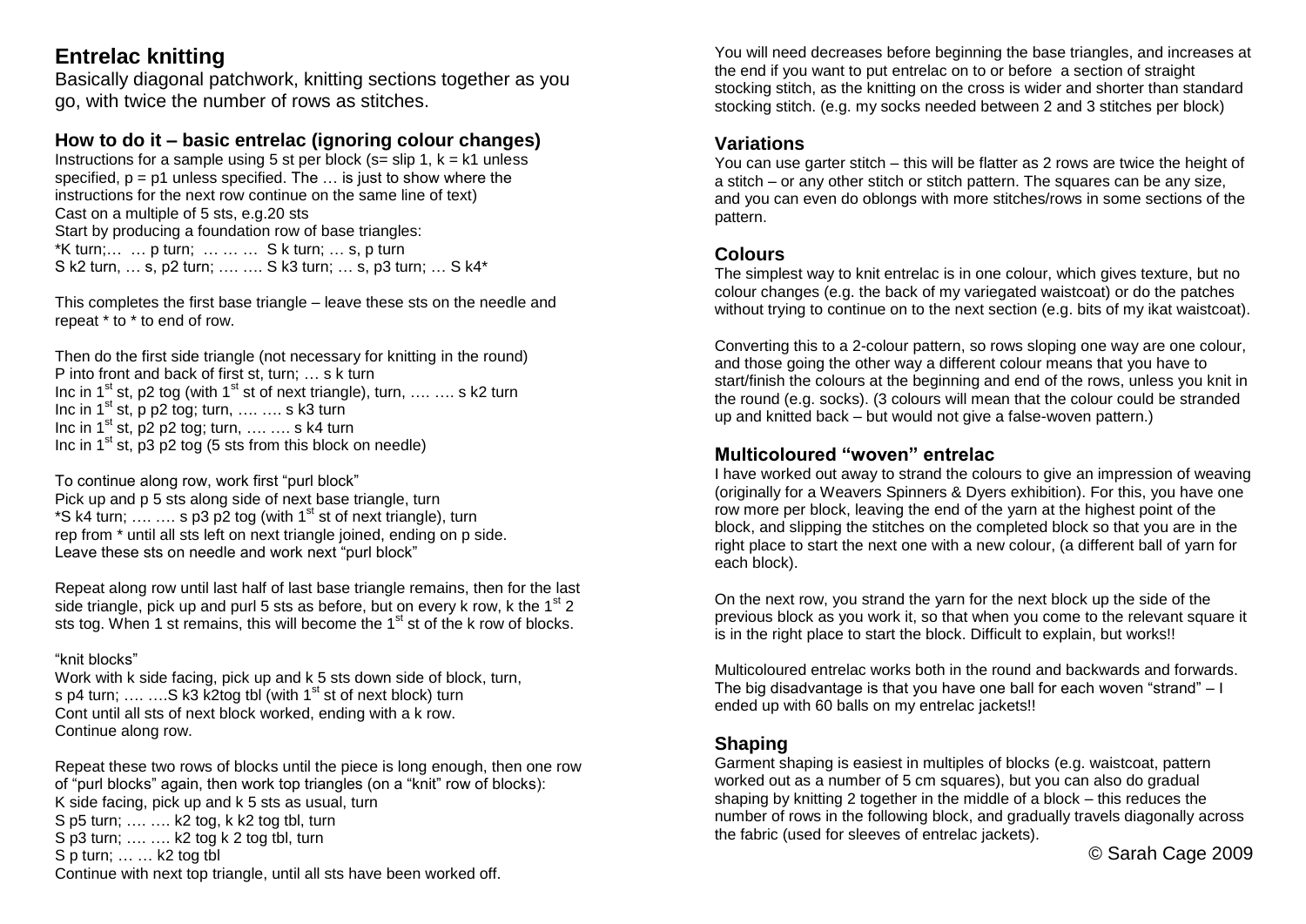# Entrelac knitting

Basically diagonal patchwork, knitting sections together as you go, with twice the number of rows as stitches.

### How to do it – basic entrelac (ignoring colour changes)

Instructions for a sample using 5 st per block (s= slip 1, k = k1 unless specified, p = p1 unless specified. The … is just to show where the instructions for the next row continue on the same line of text)

Cast on a multiple of 5 sts, e.g.20 sts

Start by producing a foundation row of base triangles:

*K turn;… … p turn; … … … S k turn; … s, p turn
S k2 turn, … s, p2 turn; …. …. S k3 turn; … s, p3 turn; … S k4*

This completes the first base triangle – leave these sts on the needle and repeat * to * to end of row.

Then do the first side triangle (not necessary for knitting in the round)
P into front and back of first st, turn; … s k turn
Inc in 1st st, p2 tog (with 1st st of next triangle), turn, …. …. s k2 turn
Inc in 1st st, p p2 tog; turn, …. …. s k3 turn
Inc in 1st st, p2 p2 tog; turn, …. …. s k4 turn
Inc in 1st st, p3 p2 tog (5 sts from this block on needle)

To continue along row, work first "purl block"
Pick up and p 5 sts along side of next base triangle, turn
*S k4 turn; …. …. s p3 p2 tog (with 1st st of next triangle), turn
rep from * until all sts left on next triangle joined, ending on p side.
Leave these sts on needle and work next "purl block"

Repeat along row until last half of last base triangle remains, then for the last side triangle, pick up and purl 5 sts as before, but on every k row, k the 1st 2 sts tog. When 1 st remains, this will become the 1st st of the k row of blocks.

"knit blocks"
Work with k side facing, pick up and k 5 sts down side of block, turn,
s p4 turn; …. ….S k3 k2tog tbl (with 1st st of next block) turn
Cont until all sts of next block worked, ending with a k row.
Continue along row.

Repeat these two rows of blocks until the piece is long enough, then one row of "purl blocks" again, then work top triangles (on a "knit" row of blocks):
K side facing, pick up and k 5 sts as usual, turn
S p5 turn; …. …. k2 tog, k k2 tog tbl, turn
S p3 turn; …. …. k2 tog k 2 tog tbl, turn
S p turn; … … k2 tog tbl
Continue with next top triangle, until all sts have been worked off.

You will need decreases before beginning the base triangles, and increases at the end if you want to put entrelac on to or before a section of straight stocking stitch, as the knitting on the cross is wider and shorter than standard stocking stitch. (e.g. my socks needed between 2 and 3 stitches per block)

### Variations

You can use garter stitch – this will be flatter as 2 rows are twice the height of a stitch – or any other stitch or stitch pattern. The squares can be any size, and you can even do oblongs with more stitches/rows in some sections of the pattern.

### Colours

The simplest way to knit entrelac is in one colour, which gives texture, but no colour changes (e.g. the back of my variegated waistcoat) or do the patches without trying to continue on to the next section (e.g. bits of my ikat waistcoat).

Converting this to a 2-colour pattern, so rows sloping one way are one colour, and those going the other way a different colour means that you have to start/finish the colours at the beginning and end of the rows, unless you knit in the round (e.g. socks). (3 colours will mean that the colour could be stranded up and knitted back – but would not give a false-woven pattern.)

### Multicoloured "woven" entrelac

I have worked out away to strand the colours to give an impression of weaving (originally for a Weavers Spinners & Dyers exhibition). For this, you have one row more per block, leaving the end of the yarn at the highest point of the block, and slipping the stitches on the completed block so that you are in the right place to start the next one with a new colour, (a different ball of yarn for each block).

On the next row, you strand the yarn for the next block up the side of the previous block as you work it, so that when you come to the relevant square it is in the right place to start the block. Difficult to explain, but works!!

Multicoloured entrelac works both in the round and backwards and forwards. The big disadvantage is that you have one ball for each woven "strand" – I ended up with 60 balls on my entrelac jackets!!

### Shaping

Garment shaping is easiest in multiples of blocks (e.g. waistcoat, pattern worked out as a number of 5 cm squares), but you can also do gradual shaping by knitting 2 together in the middle of a block – this reduces the number of rows in the following block, and gradually travels diagonally across the fabric (used for sleeves of entrelac jackets).

© Sarah Cage 2009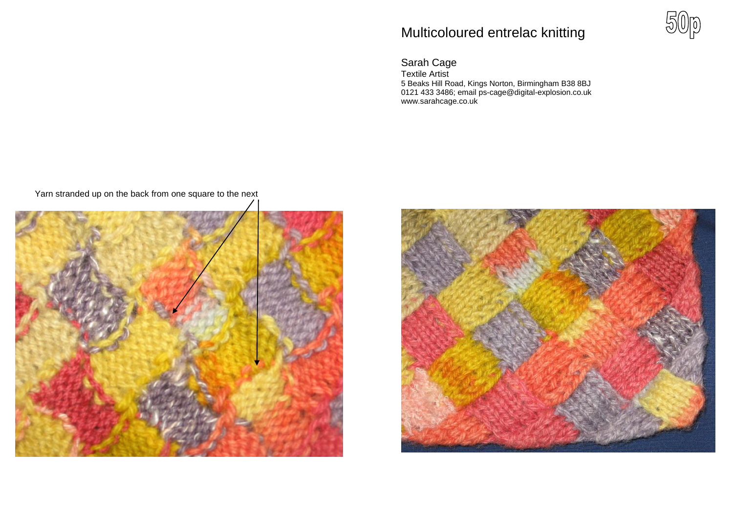# Multicoloured entrelac knitting

50p

Sarah Cage
Textile Artist
5 Beaks Hill Road, Kings Norton, Birmingham B38 8BJ
0121 433 3486; email ps-cage@digital-explosion.co.uk
www.sarahcage.co.uk

Yarn stranded up on the back from one square to the next